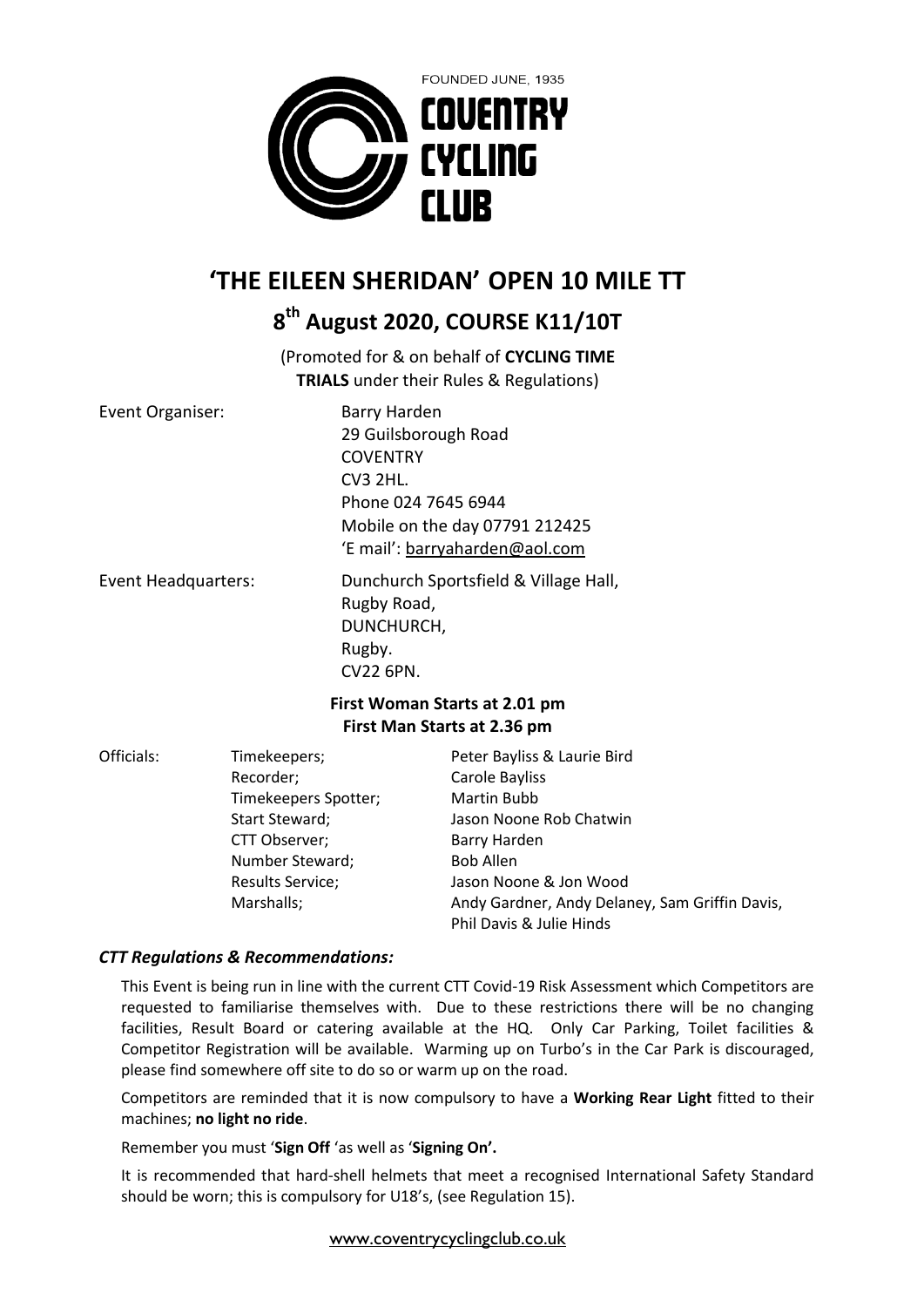FOUNDED JUNE, 1935

COVENTRY CYCLING CLUB

# 'THE EILEEN SHERIDAN' OPEN 10 MILE TT

## 8th August 2020, COURSE K11/10T

(Promoted for & on behalf of **CYCLING TIME TRIALS** under their Rules & Regulations)

| | |
|---|---|
| Event Organiser: | Barry Harden<br>29 Guilsborough Road<br>COVENTRY<br>CV3 2HL.<br>Phone 024 7645 6944<br>Mobile on the day 07791 212425<br>'E mail': barryaharden@aol.com |
| Event Headquarters: | Dunchurch Sportsfield & Village Hall,<br>Rugby Road,<br>DUNCHURCH,<br>Rugby.<br>CV22 6PN. |

**First Woman Starts at 2.01 pm**
**First Man Starts at 2.36 pm**

| Officials: | | |
|---|---|---|
| | Timekeepers; | Peter Bayliss & Laurie Bird |
| | Recorder; | Carole Bayliss |
| | Timekeepers Spotter; | Martin Bubb |
| | Start Steward; | Jason Noone Rob Chatwin |
| | CTT Observer; | Barry Harden |
| | Number Steward; | Bob Allen |
| | Results Service; | Jason Noone & Jon Wood |
| | Marshalls; | Andy Gardner, Andy Delaney, Sam Griffin Davis, Phil Davis & Julie Hinds |

### *CTT Regulations & Recommendations:*

This Event is being run in line with the current CTT Covid-19 Risk Assessment which Competitors are requested to familiarise themselves with. Due to these restrictions there will be no changing facilities, Result Board or catering available at the HQ. Only Car Parking, Toilet facilities & Competitor Registration will be available. Warming up on Turbo's in the Car Park is discouraged, please find somewhere off site to do so or warm up on the road.

Competitors are reminded that it is now compulsory to have a **Working Rear Light** fitted to their machines; **no light no ride**.

Remember you must '**Sign Off** 'as well as '**Signing On'.**

It is recommended that hard-shell helmets that meet a recognised International Safety Standard should be worn; this is compulsory for U18's, (see Regulation 15).

www.coventrycyclingclub.co.uk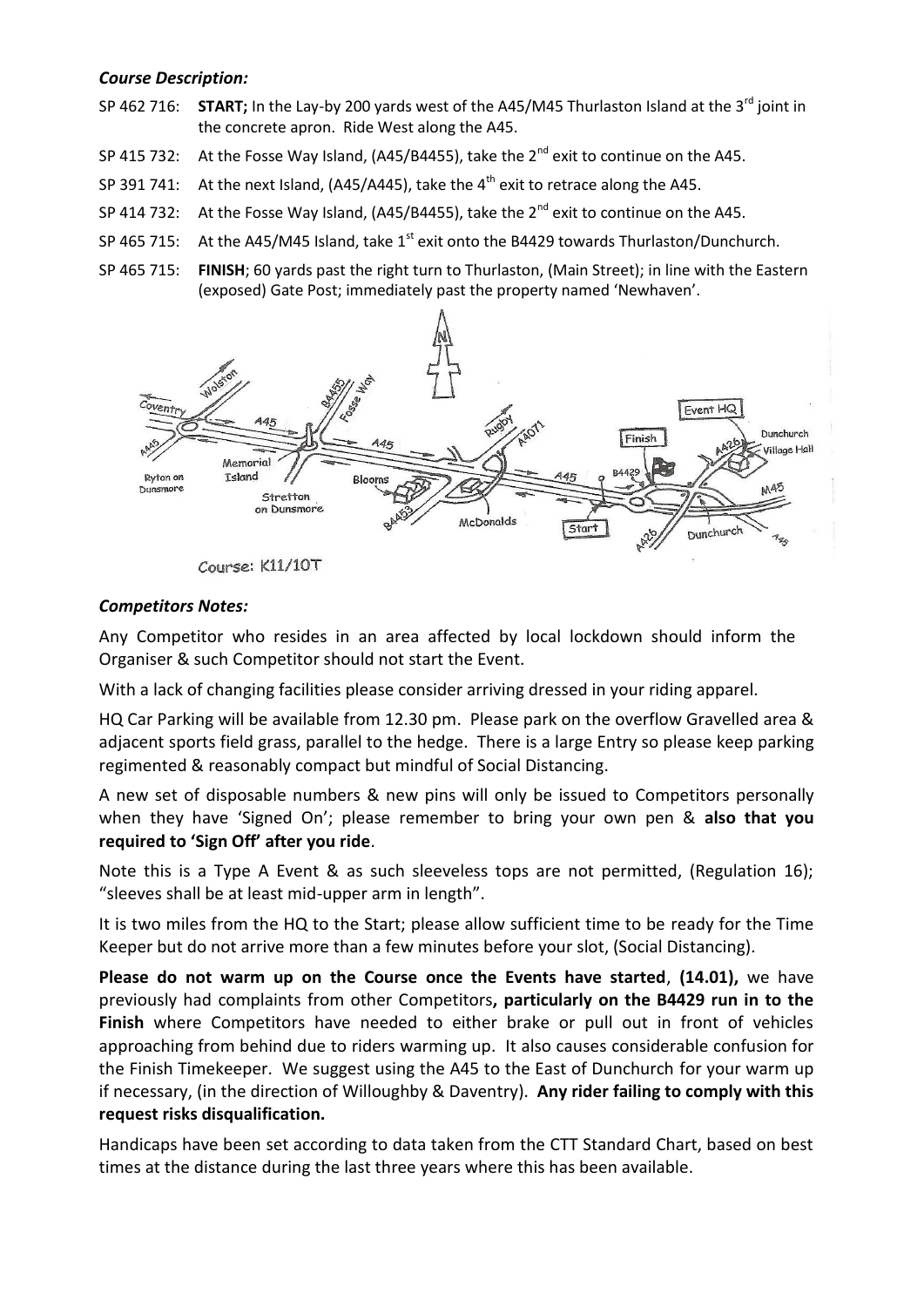### *Course Description:*

SP 462 716: **START;** In the Lay-by 200 yards west of the A45/M45 Thurlaston Island at the 3rd joint in the concrete apron. Ride West along the A45.

SP 415 732: At the Fosse Way Island, (A45/B4455), take the 2nd exit to continue on the A45.

SP 391 741: At the next Island, (A45/A445), take the 4th exit to retrace along the A45.

SP 414 732: At the Fosse Way Island, (A45/B4455), take the 2nd exit to continue on the A45.

SP 465 715: At the A45/M45 Island, take 1st exit onto the B4429 towards Thurlaston/Dunchurch.

SP 465 715: **FINISH**; 60 yards past the right turn to Thurlaston, (Main Street); in line with the Eastern (exposed) Gate Post; immediately past the property named 'Newhaven'.

Course: K11/10T

### *Competitors Notes:*

Any Competitor who resides in an area affected by local lockdown should inform the Organiser & such Competitor should not start the Event.

With a lack of changing facilities please consider arriving dressed in your riding apparel.

HQ Car Parking will be available from 12.30 pm. Please park on the overflow Gravelled area & adjacent sports field grass, parallel to the hedge. There is a large Entry so please keep parking regimented & reasonably compact but mindful of Social Distancing.

A new set of disposable numbers & new pins will only be issued to Competitors personally when they have 'Signed On'; please remember to bring your own pen & **also that you required to 'Sign Off' after you ride**.

Note this is a Type A Event & as such sleeveless tops are not permitted, (Regulation 16); "sleeves shall be at least mid-upper arm in length".

It is two miles from the HQ to the Start; please allow sufficient time to be ready for the Time Keeper but do not arrive more than a few minutes before your slot, (Social Distancing).

**Please do not warm up on the Course once the Events have started**, **(14.01),** we have previously had complaints from other Competitors**, particularly on the B4429 run in to the Finish** where Competitors have needed to either brake or pull out in front of vehicles approaching from behind due to riders warming up. It also causes considerable confusion for the Finish Timekeeper. We suggest using the A45 to the East of Dunchurch for your warm up if necessary, (in the direction of Willoughby & Daventry). **Any rider failing to comply with this request risks disqualification.**

Handicaps have been set according to data taken from the CTT Standard Chart, based on best times at the distance during the last three years where this has been available.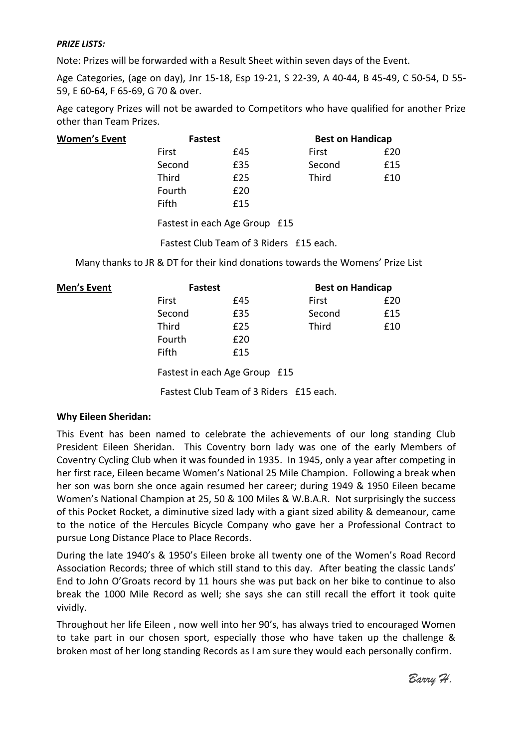***PRIZE LISTS:***

Note: Prizes will be forwarded with a Result Sheet within seven days of the Event.

Age Categories, (age on day), Jnr 15-18, Esp 19-21, S 22-39, A 40-44, B 45-49, C 50-54, D 55-59, E 60-64, F 65-69, G 70 & over.

Age category Prizes will not be awarded to Competitors who have qualified for another Prize other than Team Prizes.

| <u>**Women's Event**</u> | **Fastest** | | **Best on Handicap** | |
|---|---|---|---|---|
| | First | £45 | First | £20 |
| | Second | £35 | Second | £15 |
| | Third | £25 | Third | £10 |
| | Fourth | £20 | | |
| | Fifth | £15 | | |

Fastest in each Age Group £15

Fastest Club Team of 3 Riders £15 each.

Many thanks to JR & DT for their kind donations towards the Womens' Prize List

| <u>**Men's Event**</u> | **Fastest** | | **Best on Handicap** | |
|---|---|---|---|---|
| | First | £45 | First | £20 |
| | Second | £35 | Second | £15 |
| | Third | £25 | Third | £10 |
| | Fourth | £20 | | |
| | Fifth | £15 | | |

Fastest in each Age Group £15

Fastest Club Team of 3 Riders £15 each.

**Why Eileen Sheridan:**

This Event has been named to celebrate the achievements of our long standing Club President Eileen Sheridan. This Coventry born lady was one of the early Members of Coventry Cycling Club when it was founded in 1935. In 1945, only a year after competing in her first race, Eileen became Women's National 25 Mile Champion. Following a break when her son was born she once again resumed her career; during 1949 & 1950 Eileen became Women's National Champion at 25, 50 & 100 Miles & W.B.A.R. Not surprisingly the success of this Pocket Rocket, a diminutive sized lady with a giant sized ability & demeanour, came to the notice of the Hercules Bicycle Company who gave her a Professional Contract to pursue Long Distance Place to Place Records.

During the late 1940's & 1950's Eileen broke all twenty one of the Women's Road Record Association Records; three of which still stand to this day. After beating the classic Lands' End to John O'Groats record by 11 hours she was put back on her bike to continue to also break the 1000 Mile Record as well; she says she can still recall the effort it took quite vividly.

Throughout her life Eileen , now well into her 90's, has always tried to encouraged Women to take part in our chosen sport, especially those who have taken up the challenge & broken most of her long standing Records as I am sure they would each personally confirm.

*Barry H.*